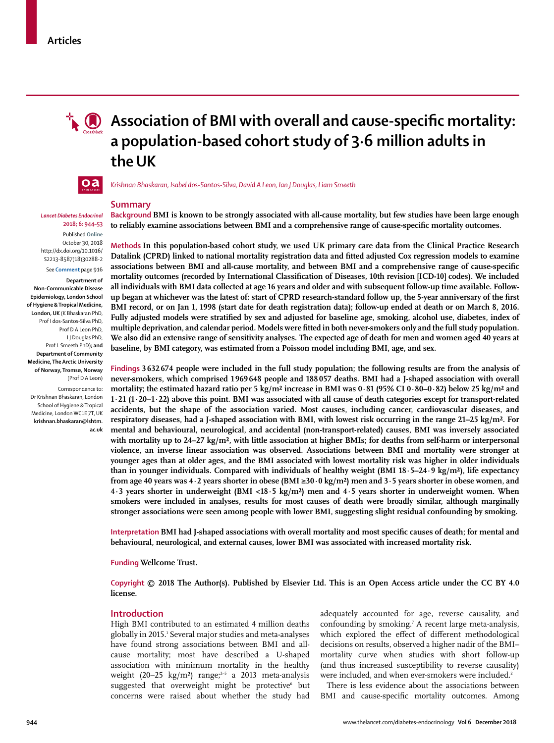Articles

# Association of BMI with overall and cause-specific mortality: a population-based cohort study of 3·6 million adults in the UK

*Krishnan Bhaskaran, Isabel dos-Santos-Silva, David A Leon, Ian J Douglas, Liam Smeeth*

*Lancet Diabetes Endocrinol* 2018; 6: 944–53

Published Online October 30, 2018 http://dx.doi.org/10.1016/S2213-8587(18)30288-2

See Comment page 916

**Department of Non-Communicable Disease Epidemiology, London School of Hygiene & Tropical Medicine, London, UK** (K Bhaskaran PhD, Prof I dos-Santos-Silva PhD, Prof D A Leon PhD, I J Douglas PhD, Prof L Smeeth PhD); **and Department of Community Medicine, The Arctic University of Norway, Tromsø, Norway** (Prof D A Leon)

Correspondence to: Dr Krishnan Bhaskaran, London School of Hygiene & Tropical Medicine, London WC1E 7T, UK **krishnan.bhaskaran@lshtm.ac.uk**

## Summary

**Background** BMI is known to be strongly associated with all-cause mortality, but few studies have been large enough to reliably examine associations between BMI and a comprehensive range of cause-specific mortality outcomes.

**Methods** In this population-based cohort study, we used UK primary care data from the Clinical Practice Research Datalink (CPRD) linked to national mortality registration data and fitted adjusted Cox regression models to examine associations between BMI and all-cause mortality, and between BMI and a comprehensive range of cause-specific mortality outcomes (recorded by International Classification of Diseases, 10th revision [ICD-10] codes). We included all individuals with BMI data collected at age 16 years and older and with subsequent follow-up time available. Follow-up began at whichever was the latest of: start of CPRD research-standard follow up, the 5-year anniversary of the first BMI record, or on Jan 1, 1998 (start date for death registration data); follow-up ended at death or on March 8, 2016. Fully adjusted models were stratified by sex and adjusted for baseline age, smoking, alcohol use, diabetes, index of multiple deprivation, and calendar period. Models were fitted in both never-smokers only and the full study population. We also did an extensive range of sensitivity analyses. The expected age of death for men and women aged 40 years at baseline, by BMI category, was estimated from a Poisson model including BMI, age, and sex.

**Findings** 3 632 674 people were included in the full study population; the following results are from the analysis of never-smokers, which comprised 1 969 648 people and 188 057 deaths. BMI had a J-shaped association with overall mortality; the estimated hazard ratio per 5 kg/m² increase in BMI was 0·81 (95% CI 0·80–0·82) below 25 kg/m² and 1·21 (1·20–1·22) above this point. BMI was associated with all cause of death categories except for transport-related accidents, but the shape of the association varied. Most causes, including cancer, cardiovascular diseases, and respiratory diseases, had a J-shaped association with BMI, with lowest risk occurring in the range 21–25 kg/m². For mental and behavioural, neurological, and accidental (non-transport-related) causes, BMI was inversely associated with mortality up to 24–27 kg/m², with little association at higher BMIs; for deaths from self-harm or interpersonal violence, an inverse linear association was observed. Associations between BMI and mortality were stronger at younger ages than at older ages, and the BMI associated with lowest mortality risk was higher in older individuals than in younger individuals. Compared with individuals of healthy weight (BMI 18·5–24·9 kg/m²), life expectancy from age 40 years was 4·2 years shorter in obese (BMI ≥30·0 kg/m²) men and 3·5 years shorter in obese women, and 4·3 years shorter in underweight (BMI <18·5 kg/m²) men and 4·5 years shorter in underweight women. When smokers were included in analyses, results for most causes of death were broadly similar, although marginally stronger associations were seen among people with lower BMI, suggesting slight residual confounding by smoking.

**Interpretation** BMI had J-shaped associations with overall mortality and most specific causes of death; for mental and behavioural, neurological, and external causes, lower BMI was associated with increased mortality risk.

**Funding** Wellcome Trust.

**Copyright** © 2018 The Author(s). Published by Elsevier Ltd. This is an Open Access article under the CC BY 4.0 license.

## Introduction

High BMI contributed to an estimated 4 million deaths globally in 2015.[1] Several major studies and meta-analyses have found strong associations between BMI and all-cause mortality; most have described a U-shaped association with minimum mortality in the healthy weight (20–25 kg/m²) range;[2–5] a 2013 meta-analysis suggested that overweight might be protective[6] but concerns were raised about whether the study had adequately accounted for age, reverse causality, and confounding by smoking.[7] A recent large meta-analysis, which explored the effect of different methodological decisions on results, observed a higher nadir of the BMI–mortality curve when studies with short follow-up (and thus increased susceptibility to reverse causality) were included, and when ever-smokers were included.[2]

There is less evidence about the associations between BMI and cause-specific mortality outcomes. Among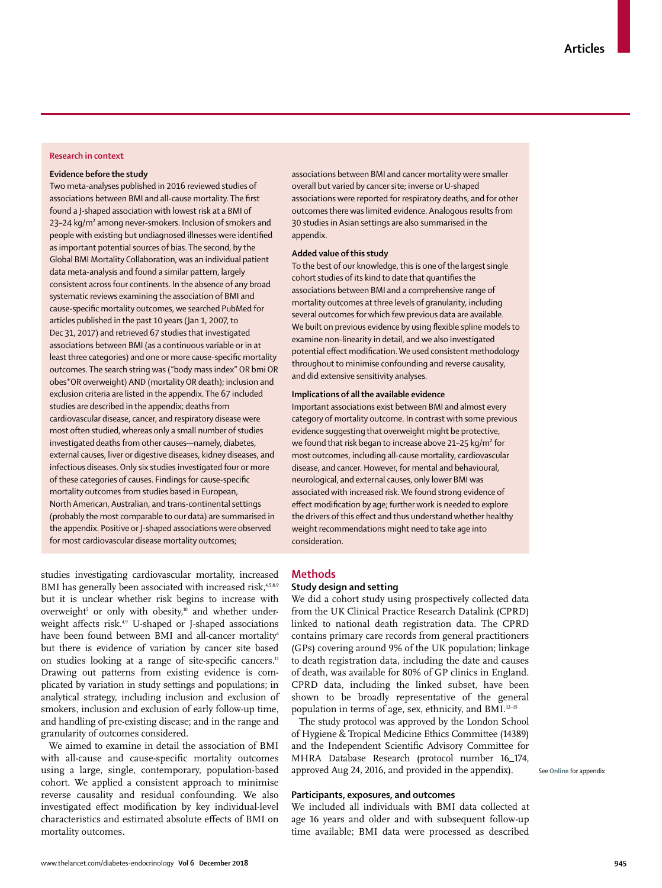## Research in context

### Evidence before the study

Two meta-analyses published in 2016 reviewed studies of associations between BMI and all-cause mortality. The first found a J-shaped association with lowest risk at a BMI of 23–24 kg/m² among never-smokers. Inclusion of smokers and people with existing but undiagnosed illnesses were identified as important potential sources of bias. The second, by the Global BMI Mortality Collaboration, was an individual patient data meta-analysis and found a similar pattern, largely consistent across four continents. In the absence of any broad systematic reviews examining the association of BMI and cause-specific mortality outcomes, we searched PubMed for articles published in the past 10 years (Jan 1, 2007, to Dec 31, 2017) and retrieved 67 studies that investigated associations between BMI (as a continuous variable or in at least three categories) and one or more cause-specific mortality outcomes. The search string was ("body mass index" OR bmi OR obes*OR overweight) AND (mortality OR death); inclusion and exclusion criteria are listed in the appendix. The 67 included studies are described in the appendix; deaths from cardiovascular disease, cancer, and respiratory disease were most often studied, whereas only a small number of studies investigated deaths from other causes—namely, diabetes, external causes, liver or digestive diseases, kidney diseases, and infectious diseases. Only six studies investigated four or more of these categories of causes. Findings for cause-specific mortality outcomes from studies based in European, North American, Australian, and trans-continental settings (probably the most comparable to our data) are summarised in the appendix. Positive or J-shaped associations were observed for most cardiovascular disease mortality outcomes; associations between BMI and cancer mortality were smaller overall but varied by cancer site; inverse or U-shaped associations were reported for respiratory deaths, and for other outcomes there was limited evidence. Analogous results from 30 studies in Asian settings are also summarised in the appendix.

### Added value of this study

To the best of our knowledge, this is one of the largest single cohort studies of its kind to date that quantifies the associations between BMI and a comprehensive range of mortality outcomes at three levels of granularity, including several outcomes for which few previous data are available. We built on previous evidence by using flexible spline models to examine non-linearity in detail, and we also investigated potential effect modification. We used consistent methodology throughout to minimise confounding and reverse causality, and did extensive sensitivity analyses.

### Implications of all the available evidence

Important associations exist between BMI and almost every category of mortality outcome. In contrast with some previous evidence suggesting that overweight might be protective, we found that risk began to increase above 21–25 kg/m² for most outcomes, including all-cause mortality, cardiovascular disease, and cancer. However, for mental and behavioural, neurological, and external causes, only lower BMI was associated with increased risk. We found strong evidence of effect modification by age; further work is needed to explore the drivers of this effect and thus understand whether healthy weight recommendations might need to take age into consideration.

studies investigating cardiovascular mortality, increased BMI has generally been associated with increased risk,[4,5,8,9] but it is unclear whether risk begins to increase with overweight[5] or only with obesity,[10] and whether underweight affects risk.[4,9] U-shaped or J-shaped associations have been found between BMI and all-cancer mortality[4] but there is evidence of variation by cancer site based on studies looking at a range of site-specific cancers.[11] Drawing out patterns from existing evidence is complicated by variation in study settings and populations; in analytical strategy, including inclusion and exclusion of smokers, inclusion and exclusion of early follow-up time, and handling of pre-existing disease; and in the range and granularity of outcomes considered.

We aimed to examine in detail the association of BMI with all-cause and cause-specific mortality outcomes using a large, single, contemporary, population-based cohort. We applied a consistent approach to minimise reverse causality and residual confounding. We also investigated effect modification by key individual-level characteristics and estimated absolute effects of BMI on mortality outcomes.

## Methods

### Study design and setting

We did a cohort study using prospectively collected data from the UK Clinical Practice Research Datalink (CPRD) linked to national death registration data. The CPRD contains primary care records from general practitioners (GPs) covering around 9% of the UK population; linkage to death registration data, including the date and causes of death, was available for 80% of GP clinics in England. CPRD data, including the linked subset, have been shown to be broadly representative of the general population in terms of age, sex, ethnicity, and BMI.[12–15]

The study protocol was approved by the London School of Hygiene & Tropical Medicine Ethics Committee (14389) and the Independent Scientific Advisory Committee for MHRA Database Research (protocol number 16_174, approved Aug 24, 2016, and provided in the appendix).

See Online for appendix

### Participants, exposures, and outcomes

We included all individuals with BMI data collected at age 16 years and older and with subsequent follow-up time available; BMI data were processed as described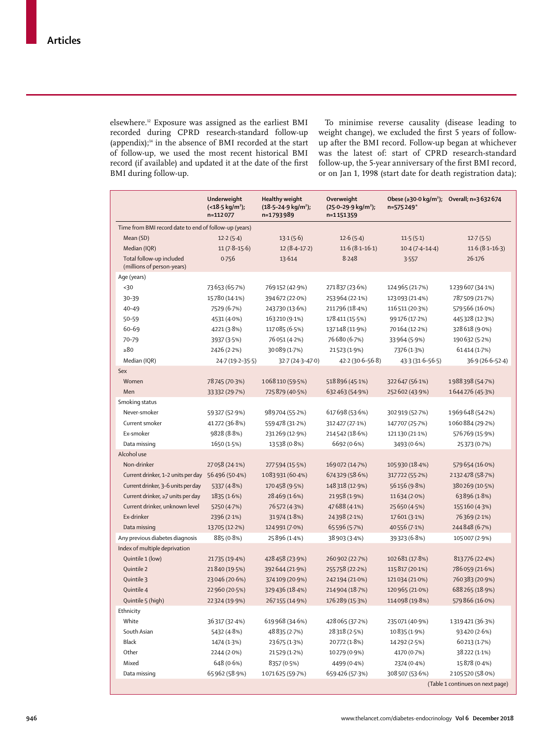elsewhere.[12] Exposure was assigned as the earliest BMI recorded during CPRD research-standard follow-up (appendix);[14] in the absence of BMI recorded at the start of follow-up, we used the most recent historical BMI record (if available) and updated it at the date of the first BMI during follow-up.

To minimise reverse causality (disease leading to weight change), we excluded the first 5 years of follow-up after the BMI record. Follow-up began at whichever was the latest of: start of CPRD research-standard follow-up, the 5-year anniversary of the first BMI record, or on Jan 1, 1998 (start date for death registration data);

| | Underweight (<18·5 kg/m²); n=112 077 | Healthy weight (18·5–24·9 kg/m²); n=1 793 989 | Overweight (25·0–29·9 kg/m²); n=1 151 359 | Obese (≥30·0 kg/m²); n=575 249* | Overall; n=3 632 674 |
|---|---|---|---|---|---|
| **Time from BMI record date to end of follow-up (years)** | | | | | |
| Mean (SD) | 12·2 (5·4) | 13·1 (5·6) | 12·6 (5·4) | 11·5 (5·1) | 12·7 (5·5) |
| Median (IQR) | 11 (7·8–15·6) | 12 (8·4–17·2) | 11·6 (8·1–16·1) | 10·4 (7·4–14·4) | 11·6 (8·1–16·3) |
| Total follow-up included (millions of person-years) | 0·756 | 13·614 | 8·248 | 3·557 | 26·176 |
| **Age (years)** | | | | | |
| <30 | 73 653 (65·7%) | 769 152 (42·9%) | 271 837 (23·6%) | 124 965 (21·7%) | 1 239 607 (34·1%) |
| 30–39 | 15 780 (14·1%) | 394 672 (22·0%) | 253 964 (22·1%) | 123 093 (21·4%) | 787 509 (21·7%) |
| 40–49 | 7529 (6·7%) | 243 730 (13·6%) | 211 796 (18·4%) | 116 511 (20·3%) | 579 566 (16·0%) |
| 50–59 | 4531 (4·0%) | 163 210 (9·1%) | 178 411 (15·5%) | 99 176 (17·2%) | 445 328 (12·3%) |
| 60–69 | 4221 (3·8%) | 117 085 (6·5%) | 137 148 (11·9%) | 70 164 (12·2%) | 328 618 (9·0%) |
| 70–79 | 3937 (3·5%) | 76 051 (4·2%) | 76 680 (6·7%) | 33 964 (5·9%) | 190 632 (5·2%) |
| ≥80 | 2426 (2·2%) | 30 089 (1·7%) | 21 523 (1·9%) | 7376 (1·3%) | 61 414 (1·7%) |
| Median (IQR) | 24·7 (19·2–35·5) | 32·7 (24·3–47·0) | 42·2 (30·6–56·8) | 43·3 (31·6–56·5) | 36·9 (26·6–52·4) |
| **Sex** | | | | | |
| Women | 78 745 (70·3%) | 1 068 110 (59·5%) | 518 896 (45·1%) | 322 647 (56·1%) | 1 988 398 (54·7%) |
| Men | 33 332 (29·7%) | 725 879 (40·5%) | 632 463 (54·9%) | 252 602 (43·9%) | 1 644 276 (45·3%) |
| **Smoking status** | | | | | |
| Never-smoker | 59 327 (52·9%) | 989 704 (55·2%) | 617 698 (53·6%) | 302 919 (52·7%) | 1 969 648 (54·2%) |
| Current smoker | 41 272 (36·8%) | 559 478 (31·2%) | 312 427 (27·1%) | 147 707 (25·7%) | 1 060 884 (29·2%) |
| Ex-smoker | 9828 (8·8%) | 231 269 (12·9%) | 214 542 (18·6%) | 121 130 (21·1%) | 576 769 (15·9%) |
| Data missing | 1650 (1·5%) | 13 538 (0·8%) | 6692 (0·6%) | 3493 (0·6%) | 25 373 (0·7%) |
| **Alcohol use** | | | | | |
| Non-drinker | 27 058 (24·1%) | 277 594 (15·5%) | 169 072 (14·7%) | 105 930 (18·4%) | 579 654 (16·0%) |
| Current drinker, 1–2 units per day | 56 496 (50·4%) | 1 083 931 (60·4%) | 674 329 (58·6%) | 317 722 (55·2%) | 2 132 478 (58·7%) |
| Current drinker, 3–6 units per day | 5337 (4·8%) | 170 458 (9·5%) | 148 318 (12·9%) | 56 156 (9·8%) | 380 269 (10·5%) |
| Current drinker, ≥7 units per day | 1835 (1·6%) | 28 469 (1·6%) | 21 958 (1·9%) | 11 634 (2·0%) | 63 896 (1·8%) |
| Current drinker, unknown level | 5250 (4·7%) | 76 572 (4·3%) | 47 688 (4·1%) | 25 650 (4·5%) | 155 160 (4·3%) |
| Ex-drinker | 2396 (2·1%) | 31 974 (1·8%) | 24 398 (2·1%) | 17 601 (3·1%) | 76 369 (2·1%) |
| Data missing | 13 705 (12·2%) | 124 991 (7·0%) | 65 596 (5·7%) | 40 556 (7·1%) | 244 848 (6·7%) |
| **Any previous diabetes diagnosis** | 885 (0·8%) | 25 896 (1·4%) | 38 903 (3·4%) | 39 323 (6·8%) | 105 007 (2·9%) |
| **Index of multiple deprivation** | | | | | |
| Quintile 1 (low) | 21 735 (19·4%) | 428 458 (23·9%) | 260 902 (22·7%) | 102 681 (17·8%) | 813 776 (22·4%) |
| Quintile 2 | 21 840 (19·5%) | 392 644 (21·9%) | 255 758 (22·2%) | 115 817 (20·1%) | 786 059 (21·6%) |
| Quintile 3 | 23 046 (20·6%) | 374 109 (20·9%) | 242 194 (21·0%) | 121 034 (21·0%) | 760 383 (20·9%) |
| Quintile 4 | 22 960 (20·5%) | 329 436 (18·4%) | 214 904 (18·7%) | 120 965 (21·0%) | 688 265 (18·9%) |
| Quintile 5 (high) | 22 324 (19·9%) | 267 155 (14·9%) | 176 289 (15·3%) | 114 098 (19·8%) | 579 866 (16·0%) |
| **Ethnicity** | | | | | |
| White | 36 317 (32·4%) | 619 968 (34·6%) | 428 065 (37·2%) | 235 071 (40·9%) | 1 319 421 (36·3%) |
| South Asian | 5432 (4·8%) | 48 835 (2·7%) | 28 318 (2·5%) | 10 835 (1·9%) | 93 420 (2·6%) |
| Black | 1474 (1·3%) | 23 675 (1·3%) | 20 772 (1·8%) | 14 292 (2·5%) | 60 213 (1·7%) |
| Other | 2244 (2·0%) | 21 529 (1·2%) | 10 279 (0·9%) | 4170 (0·7%) | 38 222 (1·1%) |
| Mixed | 648 (0·6%) | 8357 (0·5%) | 4499 (0·4%) | 2374 (0·4%) | 15 878 (0·4%) |
| Data missing | 65 962 (58·9%) | 1 071 625 (59·7%) | 659 426 (57·3%) | 308 507 (53·6%) | 2 105 520 (58·0%) |

(Table 1 continues on next page)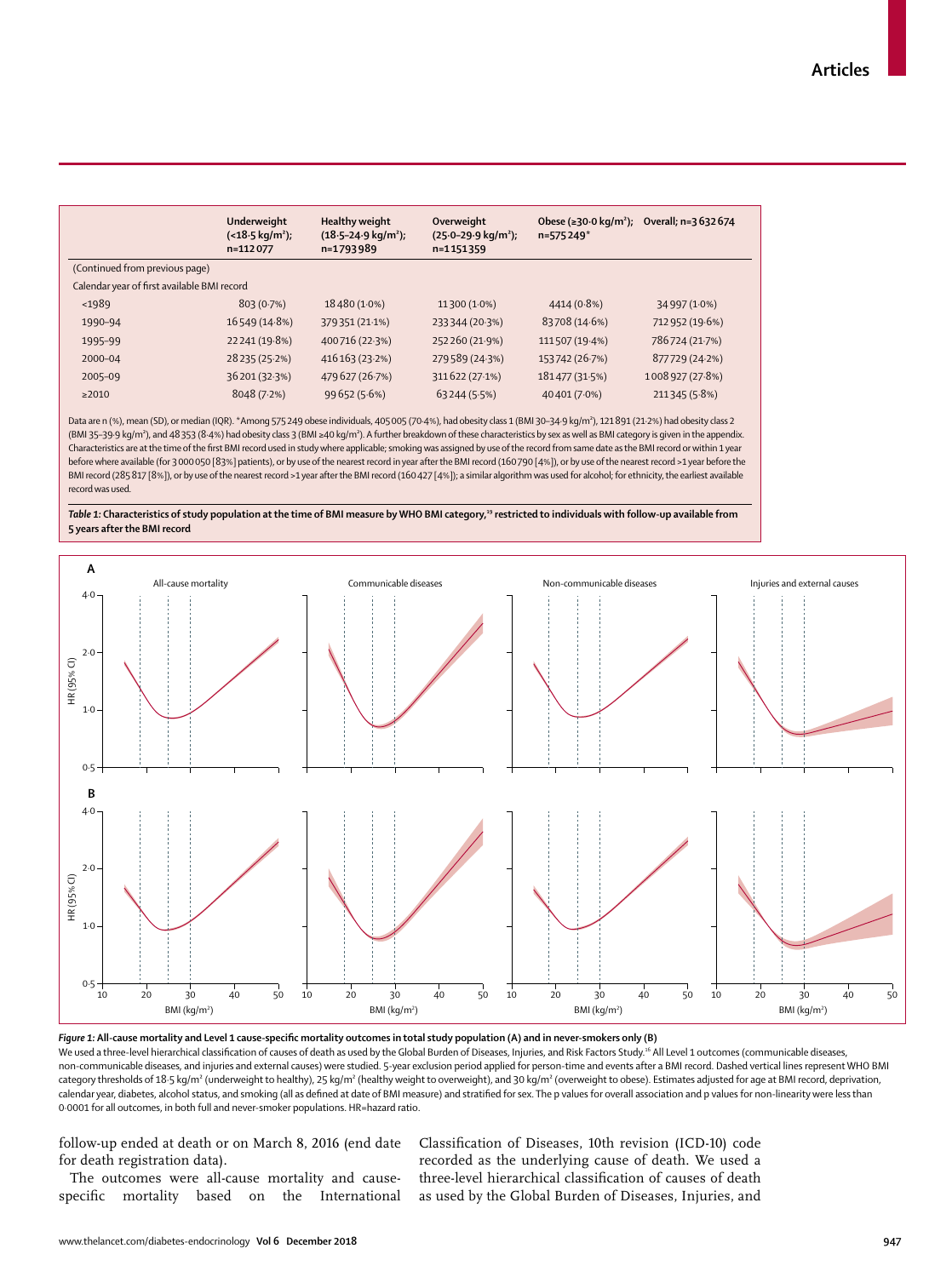| | Underweight (<18·5 kg/m²); n=112 077 | Healthy weight (18·5–24·9 kg/m²); n=1 793 989 | Overweight (25·0–29·9 kg/m²); n=1 151 359 | Obese (≥30·0 kg/m²); n=575 249* | Overall; n=3 632 674 |
|---|---|---|---|---|---|
| (Continued from previous page) | | | | | |
| Calendar year of first available BMI record | | | | | |
| <1989 | 803 (0·7%) | 18 480 (1·0%) | 11 300 (1·0%) | 4414 (0·8%) | 34 997 (1·0%) |
| 1990–94 | 16 549 (14·8%) | 379 351 (21·1%) | 233 344 (20·3%) | 83 708 (14·6%) | 712 952 (19·6%) |
| 1995–99 | 22 241 (19·8%) | 400 716 (22·3%) | 252 260 (21·9%) | 111 507 (19·4%) | 786 724 (21·7%) |
| 2000–04 | 28 235 (25·2%) | 416 163 (23·2%) | 279 589 (24·3%) | 153 742 (26·7%) | 877 729 (24·2%) |
| 2005–09 | 36 201 (32·3%) | 479 627 (26·7%) | 311 622 (27·1%) | 181 477 (31·5%) | 1 008 927 (27·8%) |
| ≥2010 | 8048 (7·2%) | 99 652 (5·6%) | 63 244 (5·5%) | 40 401 (7·0%) | 211 345 (5·8%) |

Data are n (%), mean (SD), or median (IQR). *Among 575 249 obese individuals, 405 005 (70·4%), had obesity class 1 (BMI 30–34·9 kg/m²), 121 891 (21·2%) had obesity class 2 (BMI 35–39·9 kg/m²), and 48 353 (8·4%) had obesity class 3 (BMI ≥40 kg/m²). A further breakdown of these characteristics by sex as well as BMI category is given in the appendix. Characteristics are at the time of the first BMI record used in study where applicable; smoking was assigned by use of the record from same date as the BMI record or within 1 year before where available (for 3 000 050 [83%] patients), or by use of the nearest record in year after the BMI record (160 790 [4%]), or by use of the nearest record >1 year before the BMI record (285 817 [8%]), or by use of the nearest record >1 year after the BMI record (160 427 [4%]); a similar algorithm was used for alcohol; for ethnicity, the earliest available record was used.

***Table 1:*** **Characteristics of study population at the time of BMI measure by WHO BMI category,[19] restricted to individuals with follow-up available from 5 years after the BMI record**

***Figure 1:*** **All-cause mortality and Level 1 cause-specific mortality outcomes in total study population (A) and in never-smokers only (B)**

We used a three-level hierarchical classification of causes of death as used by the Global Burden of Diseases, Injuries, and Risk Factors Study.[16] All Level 1 outcomes (communicable diseases, non-communicable diseases, and injuries and external causes) were studied. 5-year exclusion period applied for person-time and events after a BMI record. Dashed vertical lines represent WHO BMI category thresholds of 18·5 kg/m² (underweight to healthy), 25 kg/m² (healthy weight to overweight), and 30 kg/m² (overweight to obese). Estimates adjusted for age at BMI record, deprivation, calendar year, diabetes, alcohol status, and smoking (all as defined at date of BMI measure) and stratified for sex. The p values for overall association and p values for non-linearity were less than 0·0001 for all outcomes, in both full and never-smoker populations. HR=hazard ratio.

follow-up ended at death or on March 8, 2016 (end date for death registration data).

The outcomes were all-cause mortality and cause-specific mortality based on the International Classification of Diseases, 10th revision (ICD-10) code recorded as the underlying cause of death. We used a three-level hierarchical classification of causes of death as used by the Global Burden of Diseases, Injuries, and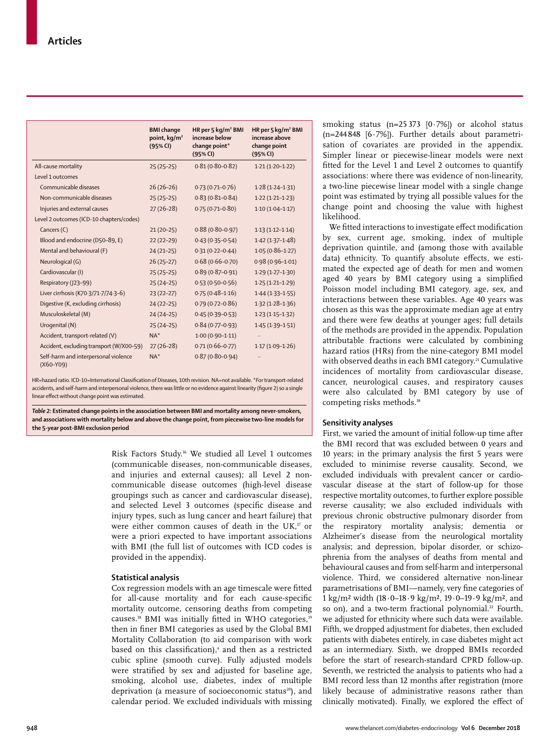|  | BMI change point, kg/m² (95% CI) | HR per 5 kg/m² BMI increase below change point* (95% CI) | HR per 5 kg/m² BMI increase above change point (95% CI) |
|---|---|---|---|
| All-cause mortality | 25 (25–25) | 0·81 (0·80–0·82) | 1·21 (1·20–1·22) |
| Level 1 outcomes |  |  |  |
| Communicable diseases | 26 (26–26) | 0·73 (0·71–0·76) | 1·28 (1·24–1·31) |
| Non-communicable diseases | 25 (25–25) | 0·83 (0·81–0·84) | 1·22 (1·21–1·23) |
| Injuries and external causes | 27 (26–28) | 0·75 (0·71–0·80) | 1·10 (1·04–1·17) |
| Level 2 outcomes (ICD-10 chapters/codes) |  |  |  |
| Cancers (C) | 21 (20–25) | 0·88 (0·80–0·97) | 1·13 (1·12–1·14) |
| Blood and endocrine (D50–89, E) | 22 (22–29) | 0·43 (0·35–0·54) | 1·42 (1·37–1·48) |
| Mental and behavioural (F) | 24 (21–25) | 0·31 (0·22–0·44) | 1·05 (0·86–1·27) |
| Neurological (G) | 26 (25–27) | 0·68 (0·66–0·70) | 0·98 (0·96–1·01) |
| Cardiovascular (I) | 25 (25–25) | 0·89 (0·87–0·91) | 1·29 (1·27–1·30) |
| Respiratory (J23–99) | 25 (24–25) | 0·53 (0·50–0·56) | 1·25 (1·21–1·29) |
| Liver cirrhosis (K70·3/71·7/74·3–6) | 23 (22–27) | 0·75 (0·48–1·16) | 1·44 (1·33–1·55) |
| Digestive (K, excluding cirrhosis) | 24 (22–25) | 0·79 (0·72–0·86) | 1·32 (1·28–1·36) |
| Musculoskeletal (M) | 24 (24–25) | 0·45 (0·39–0·53) | 1·23 (1·15–1·32) |
| Urogenital (N) | 25 (24–25) | 0·84 (0·77–0·93) | 1·45 (1·39–1·51) |
| Accident, transport-related (V) | NA* | 1·00 (0·90–1·11) | .. |
| Accident, excluding transport (W/X00–59) | 27 (26–28) | 0·71 (0·66–0·77) | 1·17 (1·09–1·26) |
| Self-harm and interpersonal violence (X60–Y09) | NA* | 0·87 (0·80–0·94) | .. |

HR=hazard ratio. ICD-10=International Classification of Diseases, 10th revision. NA=not available. *For transport-related accidents, and self-harm and interpersonal violence, there was little or no evidence against linearity (figure 2) so a single linear effect without change point was estimated.

***Table 2:* Estimated change points in the association between BMI and mortality among never-smokers, and associations with mortality below and above the change point, from piecewise two-line models for the 5-year post-BMI exclusion period**

Risk Factors Study.[16] We studied all Level 1 outcomes (communicable diseases, non-communicable diseases, and injuries and external causes); all Level 2 non-communicable disease outcomes (high-level disease groupings such as cancer and cardiovascular disease), and selected Level 3 outcomes (specific disease and injury types, such as lung cancer and heart failure) that were either common causes of death in the UK,[17] or were a priori expected to have important associations with BMI (the full list of outcomes with ICD codes is provided in the appendix).

## Statistical analysis

Cox regression models with an age timescale were fitted for all-cause mortality and for each cause-specific mortality outcome, censoring deaths from competing causes.[18] BMI was initially fitted in WHO categories,[19] then in finer BMI categories as used by the Global BMI Mortality Collaboration (to aid comparison with work based on this classification),[4] and then as a restricted cubic spline (smooth curve). Fully adjusted models were stratified by sex and adjusted for baseline age, smoking, alcohol use, diabetes, index of multiple deprivation (a measure of socioeconomic status[20]), and calendar period. We excluded individuals with missing smoking status (n=25 373 [0·7%]) or alcohol status (n=244 848 [6·7%]). Further details about parametrisation of covariates are provided in the appendix. Simpler linear or piecewise-linear models were next fitted for the Level 1 and Level 2 outcomes to quantify associations: where there was evidence of non-linearity, a two-line piecewise linear model with a single change point was estimated by trying all possible values for the change point and choosing the value with highest likelihood.

We fitted interactions to investigate effect modification by sex, current age, smoking, index of multiple deprivation quintile, and (among those with available data) ethnicity. To quantify absolute effects, we estimated the expected age of death for men and women aged 40 years by BMI category using a simplified Poisson model including BMI category, age, sex, and interactions between these variables. Age 40 years was chosen as this was the approximate median age at entry and there were few deaths at younger ages; full details of the methods are provided in the appendix. Population attributable fractions were calculated by combining hazard ratios (HRs) from the nine-category BMI model with observed deaths in each BMI category.[21] Cumulative incidences of mortality from cardiovascular disease, cancer, neurological causes, and respiratory causes were also calculated by BMI category by use of competing risks methods.[18]

## Sensitivity analyses

First, we varied the amount of initial follow-up time after the BMI record that was excluded between 0 years and 10 years; in the primary analysis the first 5 years were excluded to minimise reverse causality. Second, we excluded individuals with prevalent cancer or cardiovascular disease at the start of follow-up for those respective mortality outcomes, to further explore possible reverse causality; we also excluded individuals with previous chronic obstructive pulmonary disorder from the respiratory mortality analysis; dementia or Alzheimer's disease from the neurological mortality analysis; and depression, bipolar disorder, or schizophrenia from the analyses of deaths from mental and behavioural causes and from self-harm and interpersonal violence. Third, we considered alternative non-linear parametrisations of BMI—namely, very fine categories of 1 kg/m² width (18·0–18·9 kg/m², 19·0–19·9 kg/m², and so on), and a two-term fractional polynomial.[22] Fourth, we adjusted for ethnicity where such data were available. Fifth, we dropped adjustment for diabetes, then excluded patients with diabetes entirely, in case diabetes might act as an intermediary. Sixth, we dropped BMIs recorded before the start of research-standard CPRD follow-up. Seventh, we restricted the analysis to patients who had a BMI record less than 12 months after registration (more likely because of administrative reasons rather than clinically motivated). Finally, we explored the effect of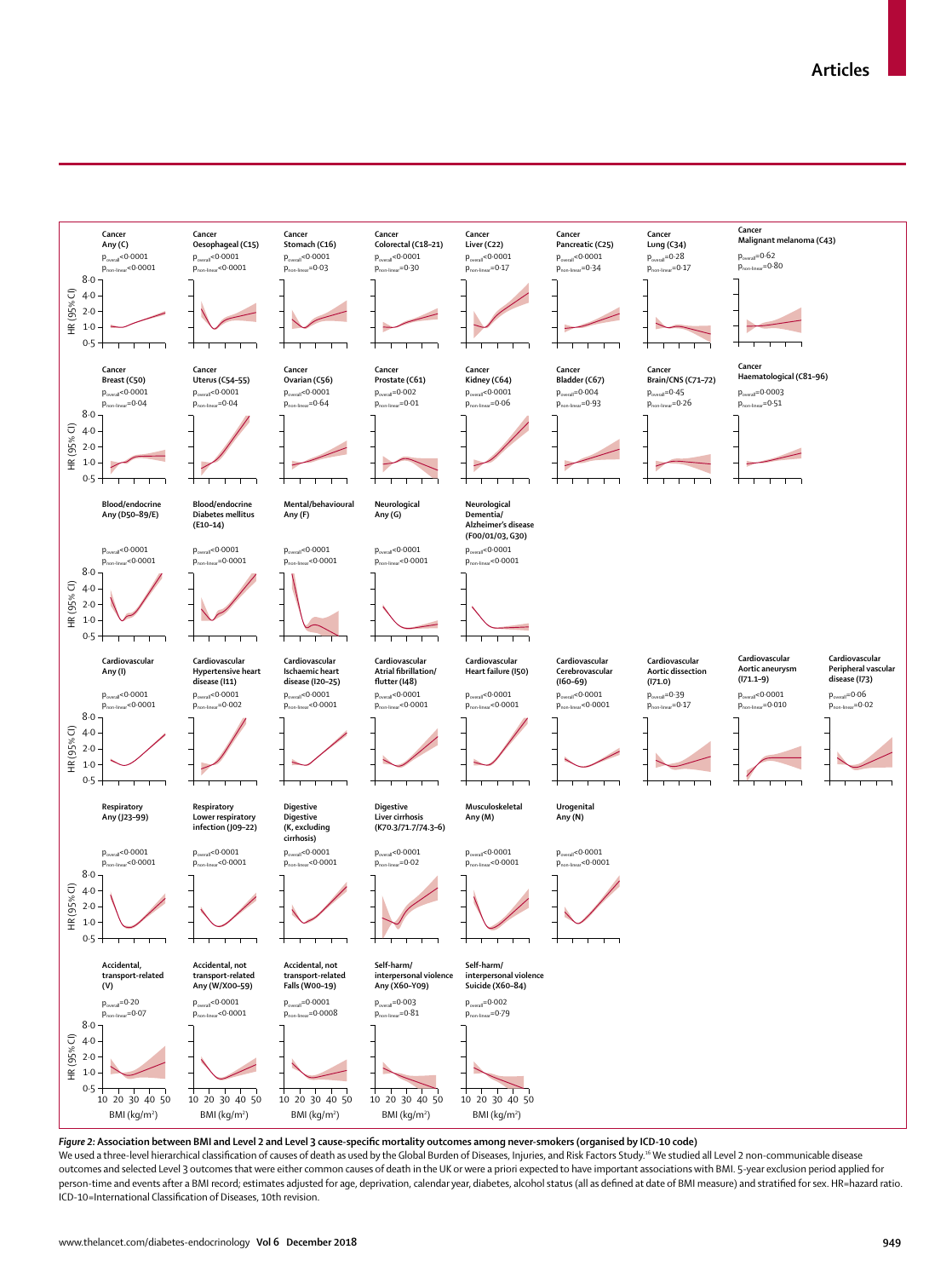*Figure 2:* **Association between BMI and Level 2 and Level 3 cause-specific mortality outcomes among never-smokers (organised by ICD-10 code)**

We used a three-level hierarchical classification of causes of death as used by the Global Burden of Diseases, Injuries, and Risk Factors Study.[16] We studied all Level 2 non-communicable disease outcomes and selected Level 3 outcomes that were either common causes of death in the UK or were a priori expected to have important associations with BMI. 5-year exclusion period applied for person-time and events after a BMI record; estimates adjusted for age, deprivation, calendar year, diabetes, alcohol status (all as defined at date of BMI measure) and stratified for sex. HR=hazard ratio. ICD-10=International Classification of Diseases, 10th revision.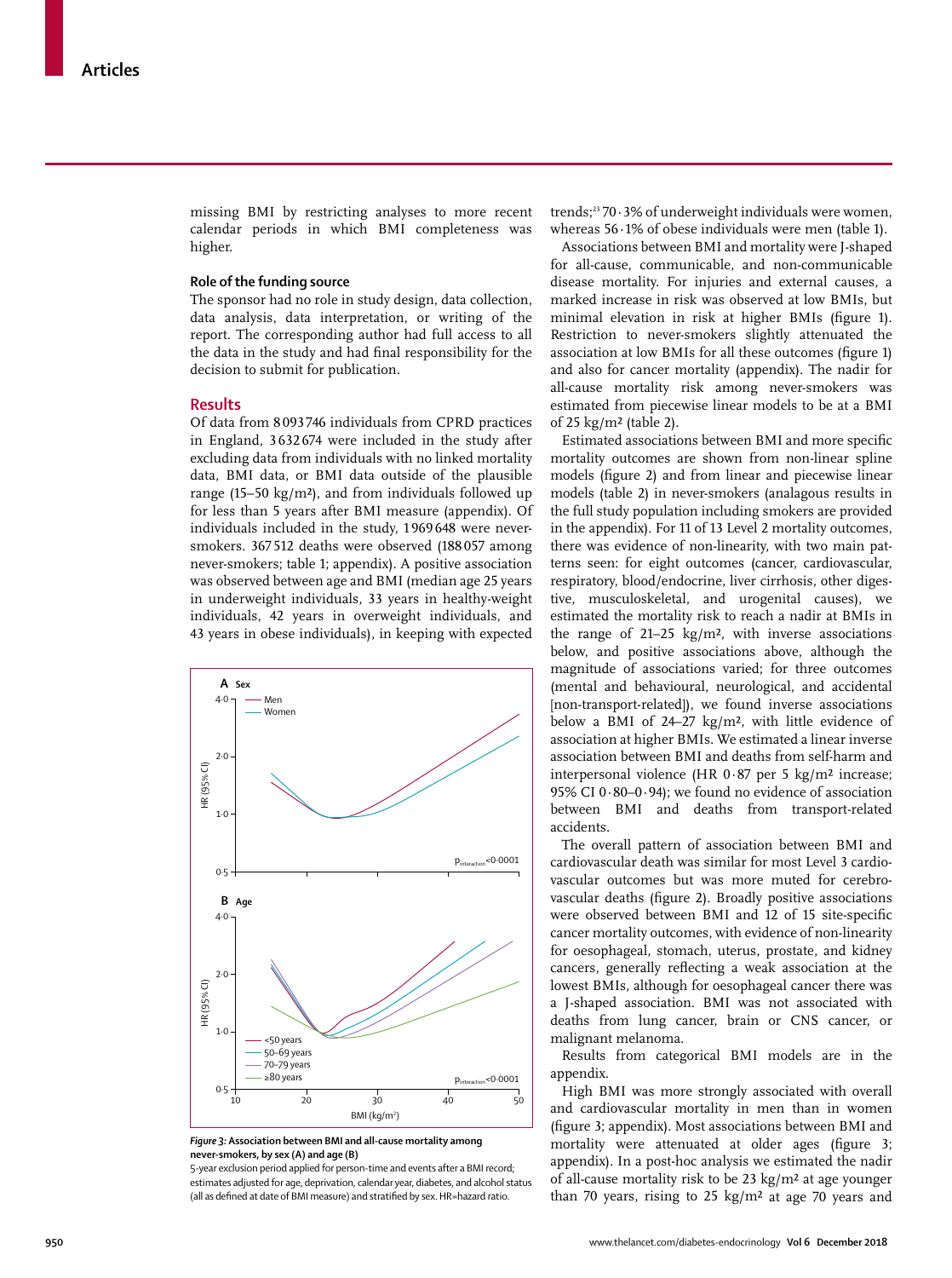missing BMI by restricting analyses to more recent calendar periods in which BMI completeness was higher.

### Role of the funding source

The sponsor had no role in study design, data collection, data analysis, data interpretation, or writing of the report. The corresponding author had full access to all the data in the study and had final responsibility for the decision to submit for publication.

## Results

Of data from 8 093 746 individuals from CPRD practices in England, 3 632 674 were included in the study after excluding data from individuals with no linked mortality data, BMI data, or BMI data outside of the plausible range (15–50 kg/m²), and from individuals followed up for less than 5 years after BMI measure (appendix). Of individuals included in the study, 1 969 648 were never-smokers. 367 512 deaths were observed (188 057 among never-smokers; table 1; appendix). A positive association was observed between age and BMI (median age 25 years in underweight individuals, 33 years in healthy-weight individuals, 42 years in overweight individuals, and 43 years in obese individuals), in keeping with expected trends;[23] 70·3% of underweight individuals were women, whereas 56·1% of obese individuals were men (table 1).

Associations between BMI and mortality were J-shaped for all-cause, communicable, and non-communicable disease mortality. For injuries and external causes, a marked increase in risk was observed at low BMIs, but minimal elevation in risk at higher BMIs (figure 1). Restriction to never-smokers slightly attenuated the association at low BMIs for all these outcomes (figure 1) and also for cancer mortality (appendix). The nadir for all-cause mortality risk among never-smokers was estimated from piecewise linear models to be at a BMI of 25 kg/m² (table 2).

Estimated associations between BMI and more specific mortality outcomes are shown from non-linear spline models (figure 2) and from linear and piecewise linear models (table 2) in never-smokers (analagous results in the full study population including smokers are provided in the appendix). For 11 of 13 Level 2 mortality outcomes, there was evidence of non-linearity, with two main patterns seen: for eight outcomes (cancer, cardiovascular, respiratory, blood/endocrine, liver cirrhosis, other digestive, musculoskeletal, and urogenital causes), we estimated the mortality risk to reach a nadir at BMIs in the range of 21–25 kg/m², with inverse associations below, and positive associations above, although the magnitude of associations varied; for three outcomes (mental and behavioural, neurological, and accidental [non-transport-related]), we found inverse associations below a BMI of 24–27 kg/m², with little evidence of association at higher BMIs. We estimated a linear inverse association between BMI and deaths from self-harm and interpersonal violence (HR 0·87 per 5 kg/m² increase; 95% CI 0·80–0·94); we found no evidence of association between BMI and deaths from transport-related accidents.

The overall pattern of association between BMI and cardiovascular death was similar for most Level 3 cardiovascular outcomes but was more muted for cerebrovascular deaths (figure 2). Broadly positive associations were observed between BMI and 12 of 15 site-specific cancer mortality outcomes, with evidence of non-linearity for oesophageal, stomach, uterus, prostate, and kidney cancers, generally reflecting a weak association at the lowest BMIs, although for oesophageal cancer there was a J-shaped association. BMI was not associated with deaths from lung cancer, brain or CNS cancer, or malignant melanoma.

Results from categorical BMI models are in the appendix.

High BMI was more strongly associated with overall and cardiovascular mortality in men than in women (figure 3; appendix). Most associations between BMI and mortality were attenuated at older ages (figure 3; appendix). In a post-hoc analysis we estimated the nadir of all-cause mortality risk to be 23 kg/m² at age younger than 70 years, rising to 25 kg/m² at age 70 years and

**Figure 3:** Association between BMI and all-cause mortality among never-smokers, by sex (A) and age (B)

5-year exclusion period applied for person-time and events after a BMI record; estimates adjusted for age, deprivation, calendar year, diabetes, and alcohol status (all as defined at date of BMI measure) and stratified by sex. HR=hazard ratio.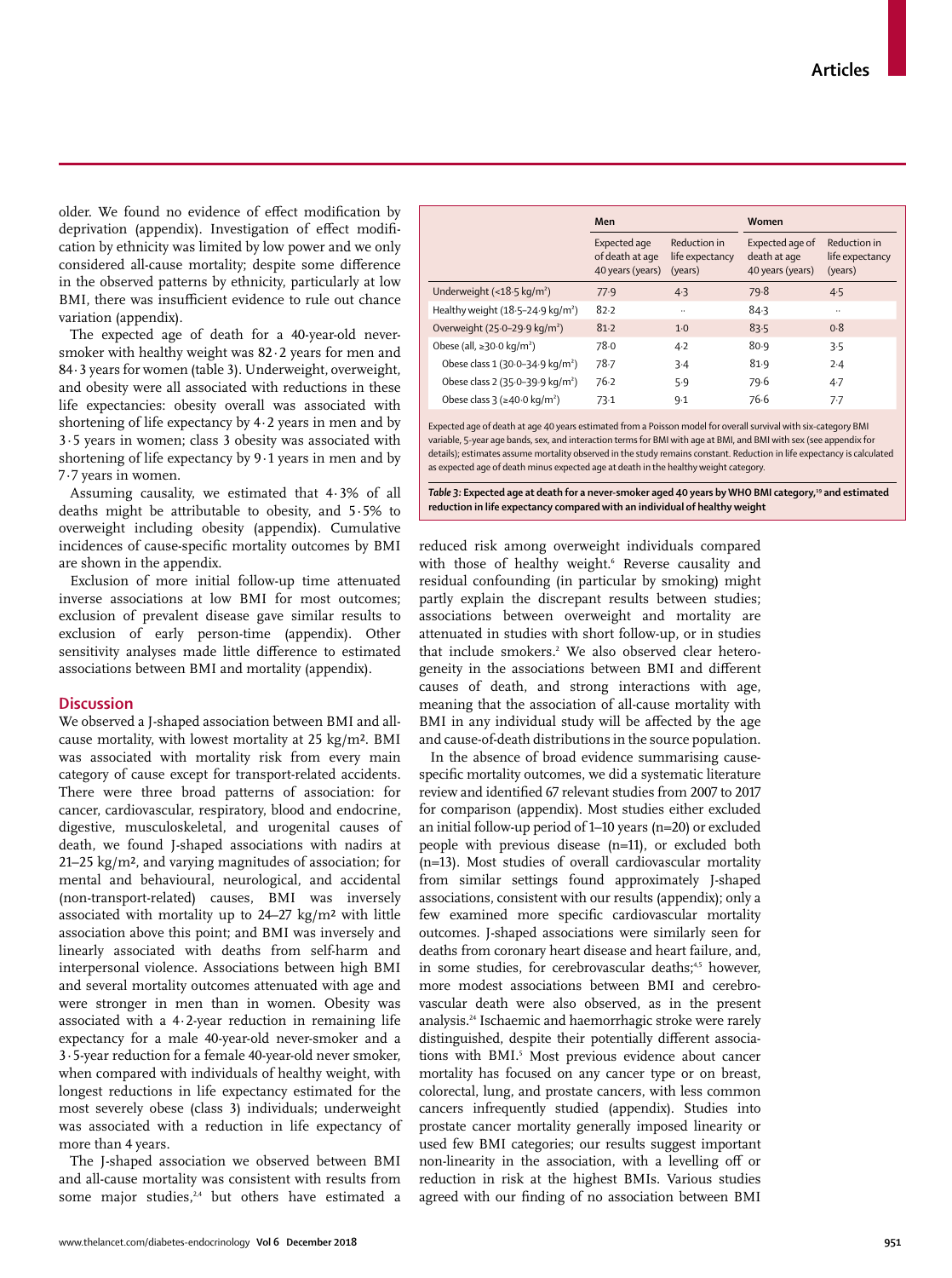older. We found no evidence of effect modification by deprivation (appendix). Investigation of effect modification by ethnicity was limited by low power and we only considered all-cause mortality; despite some difference in the observed patterns by ethnicity, particularly at low BMI, there was insufficient evidence to rule out chance variation (appendix).

The expected age of death for a 40-year-old never-smoker with healthy weight was 82·2 years for men and 84·3 years for women (table 3). Underweight, overweight, and obesity were all associated with reductions in these life expectancies: obesity overall was associated with shortening of life expectancy by 4·2 years in men and by 3·5 years in women; class 3 obesity was associated with shortening of life expectancy by 9·1 years in men and by 7·7 years in women.

Assuming causality, we estimated that 4·3% of all deaths might be attributable to obesity, and 5·5% to overweight including obesity (appendix). Cumulative incidences of cause-specific mortality outcomes by BMI are shown in the appendix.

Exclusion of more initial follow-up time attenuated inverse associations at low BMI for most outcomes; exclusion of prevalent disease gave similar results to exclusion of early person-time (appendix). Other sensitivity analyses made little difference to estimated associations between BMI and mortality (appendix).

| | Men | | Women | |
|---|---|---|---|---|
| | Expected age of death at age 40 years (years) | Reduction in life expectancy (years) | Expected age of death at age 40 years (years) | Reduction in life expectancy (years) |
| Underweight (<18·5 kg/m²) | 77·9 | 4·3 | 79·8 | 4·5 |
| Healthy weight (18·5–24·9 kg/m²) | 82·2 | .. | 84·3 | .. |
| Overweight (25·0–29·9 kg/m²) | 81·2 | 1·0 | 83·5 | 0·8 |
| Obese (all, ≥30·0 kg/m²) | 78·0 | 4·2 | 80·9 | 3·5 |
| Obese class 1 (30·0–34·9 kg/m²) | 78·7 | 3·4 | 81·9 | 2·4 |
| Obese class 2 (35·0–39·9 kg/m²) | 76·2 | 5·9 | 79·6 | 4·7 |
| Obese class 3 (≥40·0 kg/m²) | 73·1 | 9·1 | 76·6 | 7·7 |

Expected age of death at age 40 years estimated from a Poisson model for overall survival with six-category BMI variable, 5-year age bands, sex, and interaction terms for BMI with age at BMI, and BMI with sex (see appendix for details); estimates assume mortality observed in the study remains constant. Reduction in life expectancy is calculated as expected age of death minus expected age at death in the healthy weight category.

***Table 3:* Expected age at death for a never-smoker aged 40 years by WHO BMI category,[19] and estimated reduction in life expectancy compared with an individual of healthy weight**

## Discussion

We observed a J-shaped association between BMI and all-cause mortality, with lowest mortality at 25 kg/m². BMI was associated with mortality risk from every main category of cause except for transport-related accidents. There were three broad patterns of association: for cancer, cardiovascular, respiratory, blood and endocrine, digestive, musculoskeletal, and urogenital causes of death, we found J-shaped associations with nadirs at 21–25 kg/m², and varying magnitudes of association; for mental and behavioural, neurological, and accidental (non-transport-related) causes, BMI was inversely associated with mortality up to 24–27 kg/m² with little association above this point; and BMI was inversely and linearly associated with deaths from self-harm and interpersonal violence. Associations between high BMI and several mortality outcomes attenuated with age and were stronger in men than in women. Obesity was associated with a 4·2-year reduction in remaining life expectancy for a male 40-year-old never-smoker and a 3·5-year reduction for a female 40-year-old never smoker, when compared with individuals of healthy weight, with longest reductions in life expectancy estimated for the most severely obese (class 3) individuals; underweight was associated with a reduction in life expectancy of more than 4 years.

The J-shaped association we observed between BMI and all-cause mortality was consistent with results from some major studies,[2,4] but others have estimated a reduced risk among overweight individuals compared with those of healthy weight.[6] Reverse causality and residual confounding (in particular by smoking) might partly explain the discrepant results between studies; associations between overweight and mortality are attenuated in studies with short follow-up, or in studies that include smokers.[2] We also observed clear heterogeneity in the associations between BMI and different causes of death, and strong interactions with age, meaning that the association of all-cause mortality with BMI in any individual study will be affected by the age and cause-of-death distributions in the source population.

In the absence of broad evidence summarising cause-specific mortality outcomes, we did a systematic literature review and identified 67 relevant studies from 2007 to 2017 for comparison (appendix). Most studies either excluded an initial follow-up period of 1–10 years (n=20) or excluded people with previous disease (n=11), or excluded both (n=13). Most studies of overall cardiovascular mortality from similar settings found approximately J-shaped associations, consistent with our results (appendix); only a few examined more specific cardiovascular mortality outcomes. J-shaped associations were similarly seen for deaths from coronary heart disease and heart failure, and, in some studies, for cerebrovascular deaths;[4,5] however, more modest associations between BMI and cerebrovascular death were also observed, as in the present analysis.[24] Ischaemic and haemorrhagic stroke were rarely distinguished, despite their potentially different associations with BMI.[5] Most previous evidence about cancer mortality has focused on any cancer type or on breast, colorectal, lung, and prostate cancers, with less common cancers infrequently studied (appendix). Studies into prostate cancer mortality generally imposed linearity or used few BMI categories; our results suggest important non-linearity in the association, with a levelling off or reduction in risk at the highest BMIs. Various studies agreed with our finding of no association between BMI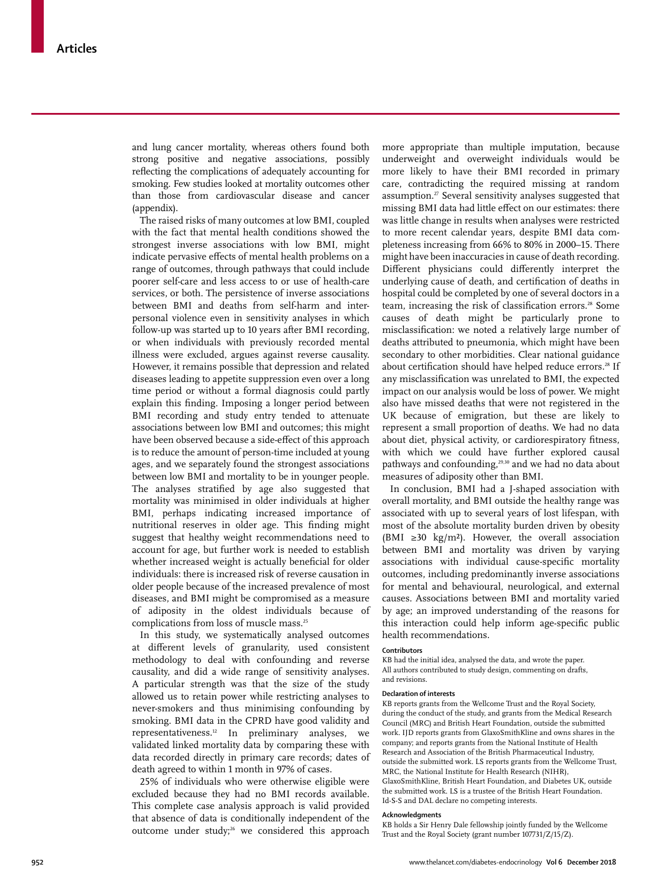and lung cancer mortality, whereas others found both strong positive and negative associations, possibly reflecting the complications of adequately accounting for smoking. Few studies looked at mortality outcomes other than those from cardiovascular disease and cancer (appendix).

The raised risks of many outcomes at low BMI, coupled with the fact that mental health conditions showed the strongest inverse associations with low BMI, might indicate pervasive effects of mental health problems on a range of outcomes, through pathways that could include poorer self-care and less access to or use of health-care services, or both. The persistence of inverse associations between BMI and deaths from self-harm and interpersonal violence even in sensitivity analyses in which follow-up was started up to 10 years after BMI recording, or when individuals with previously recorded mental illness were excluded, argues against reverse causality. However, it remains possible that depression and related diseases leading to appetite suppression even over a long time period or without a formal diagnosis could partly explain this finding. Imposing a longer period between BMI recording and study entry tended to attenuate associations between low BMI and outcomes; this might have been observed because a side-effect of this approach is to reduce the amount of person-time included at young ages, and we separately found the strongest associations between low BMI and mortality to be in younger people. The analyses stratified by age also suggested that mortality was minimised in older individuals at higher BMI, perhaps indicating increased importance of nutritional reserves in older age. This finding might suggest that healthy weight recommendations need to account for age, but further work is needed to establish whether increased weight is actually beneficial for older individuals: there is increased risk of reverse causation in older people because of the increased prevalence of most diseases, and BMI might be compromised as a measure of adiposity in the oldest individuals because of complications from loss of muscle mass.[25]

In this study, we systematically analysed outcomes at different levels of granularity, used consistent methodology to deal with confounding and reverse causality, and did a wide range of sensitivity analyses. A particular strength was that the size of the study allowed us to retain power while restricting analyses to never-smokers and thus minimising confounding by smoking. BMI data in the CPRD have good validity and representativeness.[12] In preliminary analyses, we validated linked mortality data by comparing these with data recorded directly in primary care records; dates of death agreed to within 1 month in 97% of cases.

25% of individuals who were otherwise eligible were excluded because they had no BMI records available. This complete case analysis approach is valid provided that absence of data is conditionally independent of the outcome under study;[26] we considered this approach more appropriate than multiple imputation, because underweight and overweight individuals would be more likely to have their BMI recorded in primary care, contradicting the required missing at random assumption.[27] Several sensitivity analyses suggested that missing BMI data had little effect on our estimates: there was little change in results when analyses were restricted to more recent calendar years, despite BMI data completeness increasing from 66% to 80% in 2000–15. There might have been inaccuracies in cause of death recording. Different physicians could differently interpret the underlying cause of death, and certification of deaths in hospital could be completed by one of several doctors in a team, increasing the risk of classification errors.[28] Some causes of death might be particularly prone to misclassification: we noted a relatively large number of deaths attributed to pneumonia, which might have been secondary to other morbidities. Clear national guidance about certification should have helped reduce errors.[28] If any misclassification was unrelated to BMI, the expected impact on our analysis would be loss of power. We might also have missed deaths that were not registered in the UK because of emigration, but these are likely to represent a small proportion of deaths. We had no data about diet, physical activity, or cardiorespiratory fitness, with which we could have further explored causal pathways and confounding,[29,30] and we had no data about measures of adiposity other than BMI.

In conclusion, BMI had a J-shaped association with overall mortality, and BMI outside the healthy range was associated with up to several years of lost lifespan, with most of the absolute mortality burden driven by obesity (BMI ≥30 kg/m²). However, the overall association between BMI and mortality was driven by varying associations with individual cause-specific mortality outcomes, including predominantly inverse associations for mental and behavioural, neurological, and external causes. Associations between BMI and mortality varied by age; an improved understanding of the reasons for this interaction could help inform age-specific public health recommendations.

#### Contributors

KB had the initial idea, analysed the data, and wrote the paper. All authors contributed to study design, commenting on drafts, and revisions.

#### Declaration of interests

KB reports grants from the Wellcome Trust and the Royal Society, during the conduct of the study, and grants from the Medical Research Council (MRC) and British Heart Foundation, outside the submitted work. IJD reports grants from GlaxoSmithKline and owns shares in the company; and reports grants from the National Institute of Health Research and Association of the British Pharmaceutical Industry, outside the submitted work. LS reports grants from the Wellcome Trust, MRC, the National Institute for Health Research (NIHR), GlaxoSmithKline, British Heart Foundation, and Diabetes UK, outside the submitted work. LS is a trustee of the British Heart Foundation. Id-S-S and DAL declare no competing interests.

#### Acknowledgments

KB holds a Sir Henry Dale fellowship jointly funded by the Wellcome Trust and the Royal Society (grant number 107731/Z/15/Z).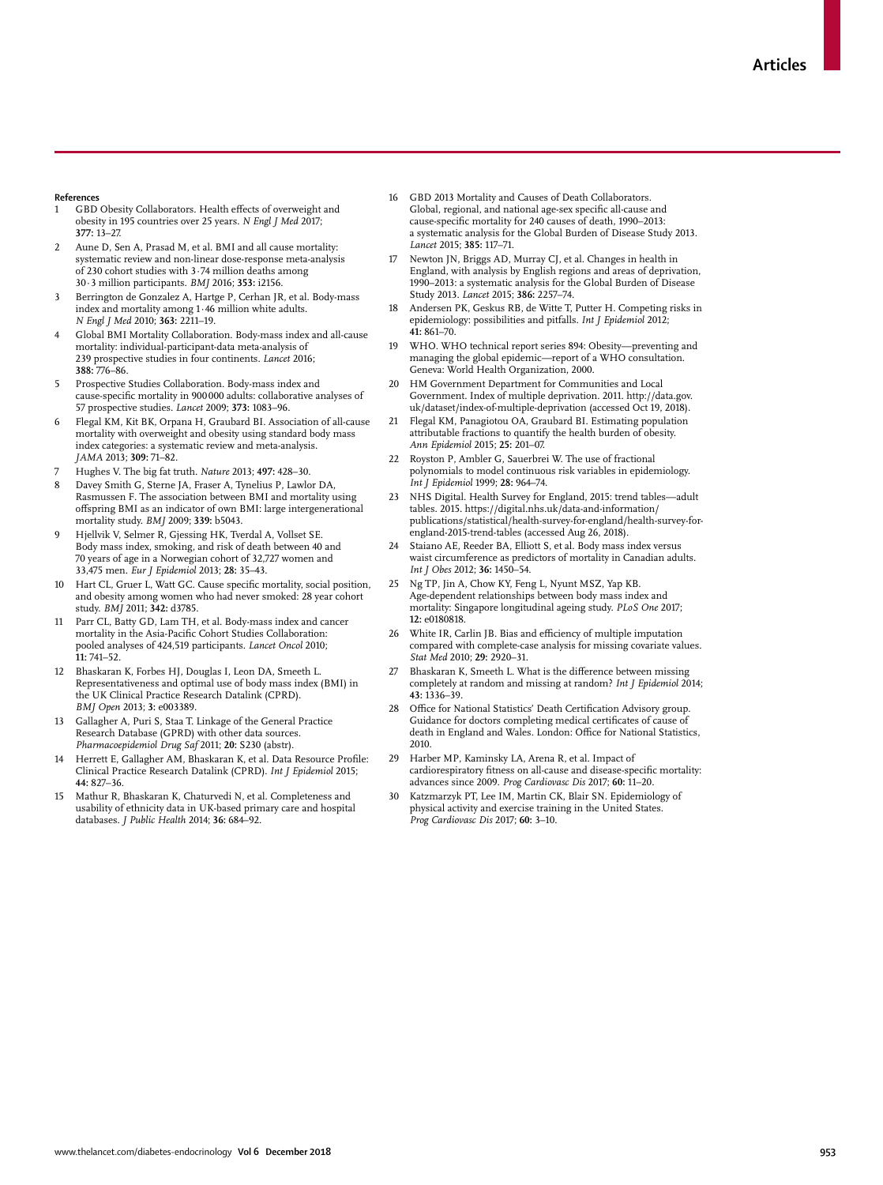## References

1. GBD Obesity Collaborators. Health effects of overweight and obesity in 195 countries over 25 years. *N Engl J Med* 2017; **377:** 13–27.
2. Aune D, Sen A, Prasad M, et al. BMI and all cause mortality: systematic review and non-linear dose-response meta-analysis of 230 cohort studies with 3·74 million deaths among 30·3 million participants. *BMJ* 2016; **353:** i2156.
3. Berrington de Gonzalez A, Hartge P, Cerhan JR, et al. Body-mass index and mortality among 1·46 million white adults. *N Engl J Med* 2010; **363:** 2211–19.
4. Global BMI Mortality Collaboration. Body-mass index and all-cause mortality: individual-participant-data meta-analysis of 239 prospective studies in four continents. *Lancet* 2016; **388:** 776–86.
5. Prospective Studies Collaboration. Body-mass index and cause-specific mortality in 900 000 adults: collaborative analyses of 57 prospective studies. *Lancet* 2009; **373:** 1083–96.
6. Flegal KM, Kit BK, Orpana H, Graubard BI. Association of all-cause mortality with overweight and obesity using standard body mass index categories: a systematic review and meta-analysis. *JAMA* 2013; **309:** 71–82.
7. Hughes V. The big fat truth. *Nature* 2013; **497:** 428–30.
8. Davey Smith G, Sterne JA, Fraser A, Tynelius P, Lawlor DA, Rasmussen F. The association between BMI and mortality using offspring BMI as an indicator of own BMI: large intergenerational mortality study. *BMJ* 2009; **339:** b5043.
9. Hjellvik V, Selmer R, Gjessing HK, Tverdal A, Vollset SE. Body mass index, smoking, and risk of death between 40 and 70 years of age in a Norwegian cohort of 32,727 women and 33,475 men. *Eur J Epidemiol* 2013; **28:** 35–43.
10. Hart CL, Gruer L, Watt GC. Cause specific mortality, social position, and obesity among women who had never smoked: 28 year cohort study. *BMJ* 2011; **342:** d3785.
11. Parr CL, Batty GD, Lam TH, et al. Body-mass index and cancer mortality in the Asia-Pacific Cohort Studies Collaboration: pooled analyses of 424,519 participants. *Lancet Oncol* 2010; **11:** 741–52.
12. Bhaskaran K, Forbes HJ, Douglas I, Leon DA, Smeeth L. Representativeness and optimal use of body mass index (BMI) in the UK Clinical Practice Research Datalink (CPRD). *BMJ Open* 2013; **3:** e003389.
13. Gallagher A, Puri S, Staa T. Linkage of the General Practice Research Database (GPRD) with other data sources. *Pharmacoepidemiol Drug Saf* 2011; **20:** S230 (abstr).
14. Herrett E, Gallagher AM, Bhaskaran K, et al. Data Resource Profile: Clinical Practice Research Datalink (CPRD). *Int J Epidemiol* 2015; **44:** 827–36.
15. Mathur R, Bhaskaran K, Chaturvedi N, et al. Completeness and usability of ethnicity data in UK-based primary care and hospital databases. *J Public Health* 2014; **36:** 684–92.
16. GBD 2013 Mortality and Causes of Death Collaborators. Global, regional, and national age-sex specific all-cause and cause-specific mortality for 240 causes of death, 1990–2013: a systematic analysis for the Global Burden of Disease Study 2013. *Lancet* 2015; **385:** 117–71.
17. Newton JN, Briggs AD, Murray CJ, et al. Changes in health in England, with analysis by English regions and areas of deprivation, 1990–2013: a systematic analysis for the Global Burden of Disease Study 2013. *Lancet* 2015; **386:** 2257–74.
18. Andersen PK, Geskus RB, de Witte T, Putter H. Competing risks in epidemiology: possibilities and pitfalls. *Int J Epidemiol* 2012; **41:** 861–70.
19. WHO. WHO technical report series 894: Obesity—preventing and managing the global epidemic—report of a WHO consultation. Geneva: World Health Organization, 2000.
20. HM Government Department for Communities and Local Government. Index of multiple deprivation. 2011. http://data.gov.uk/dataset/index-of-multiple-deprivation (accessed Oct 19, 2018).
21. Flegal KM, Panagiotou OA, Graubard BI. Estimating population attributable fractions to quantify the health burden of obesity. *Ann Epidemiol* 2015; **25:** 201–07.
22. Royston P, Ambler G, Sauerbrei W. The use of fractional polynomials to model continuous risk variables in epidemiology. *Int J Epidemiol* 1999; **28:** 964–74.
23. NHS Digital. Health Survey for England, 2015: trend tables—adult tables. 2015. https://digital.nhs.uk/data-and-information/publications/statistical/health-survey-for-england/health-survey-for-england-2015-trend-tables (accessed Aug 26, 2018).
24. Staiano AE, Reeder BA, Elliott S, et al. Body mass index versus waist circumference as predictors of mortality in Canadian adults. *Int J Obes* 2012; **36:** 1450–54.
25. Ng TP, Jin A, Chow KY, Feng L, Nyunt MSZ, Yap KB. Age-dependent relationships between body mass index and mortality: Singapore longitudinal ageing study. *PLoS One* 2017; **12:** e0180818.
26. White IR, Carlin JB. Bias and efficiency of multiple imputation compared with complete-case analysis for missing covariate values. *Stat Med* 2010; **29:** 2920–31.
27. Bhaskaran K, Smeeth L. What is the difference between missing completely at random and missing at random? *Int J Epidemiol* 2014; **43:** 1336–39.
28. Office for National Statistics' Death Certification Advisory group. Guidance for doctors completing medical certificates of cause of death in England and Wales. London: Office for National Statistics, 2010.
29. Harber MP, Kaminsky LA, Arena R, et al. Impact of cardiorespiratory fitness on all-cause and disease-specific mortality: advances since 2009. *Prog Cardiovasc Dis* 2017; **60:** 11–20.
30. Katzmarzyk PT, Lee IM, Martin CK, Blair SN. Epidemiology of physical activity and exercise training in the United States. *Prog Cardiovasc Dis* 2017; **60:** 3–10.